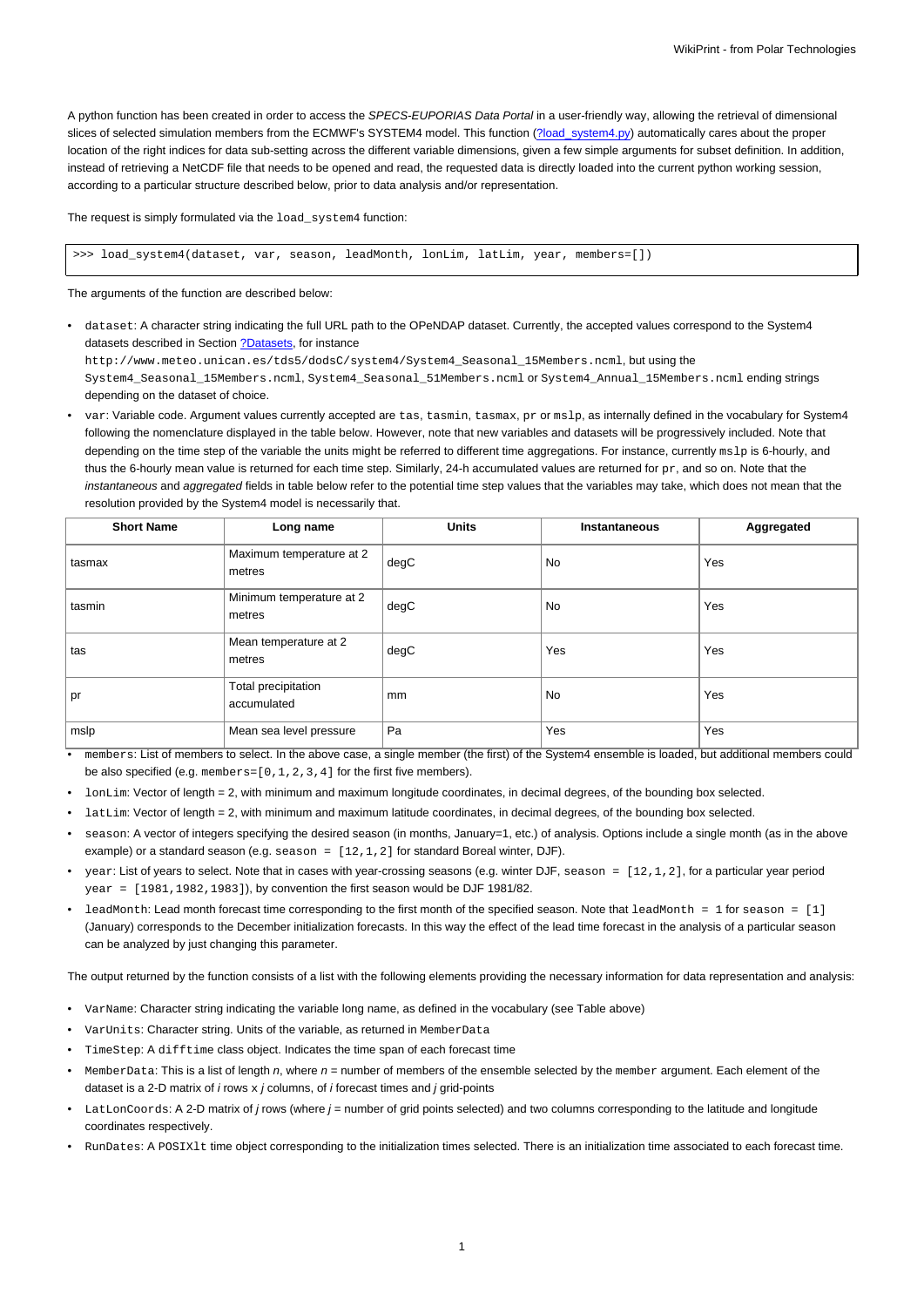A python function has been created in order to access the *SPECS-EUPORIAS Data Portal* in a user-friendly way, allowing the retrieval of dimensional slices of selected simulation members from the ECMWF's SYSTEM4 model. This function (?load_system4.py) automatically cares about the proper location of the right indices for data sub-setting across the different variable dimensions, given a few simple arguments for subset definition. In addition, instead of retrieving a NetCDF file that needs to be opened and read, the requested data is directly loaded into the current python working session, according to a particular structure described below, prior to data analysis and/or representation.

The request is simply formulated via the `load_system4` function:

```
>>> load_system4(dataset, var, season, leadMonth, lonLim, latLim, year, members=[])
```

The arguments of the function are described below:

- `dataset`: A character string indicating the full URL path to the OPeNDAP dataset. Currently, the accepted values correspond to the System4 datasets described in Section ?Datasets, for instance `http://www.meteo.unican.es/tds5/dodsC/system4/System4_Seasonal_15Members.ncml`, but using the `System4_Seasonal_15Members.ncml`, `System4_Seasonal_51Members.ncml` or `System4_Annual_15Members.ncml` ending strings depending on the dataset of choice.
- `var`: Variable code. Argument values currently accepted are `tas`, `tasmin`, `tasmax`, `pr` or `mslp`, as internally defined in the vocabulary for System4 following the nomenclature displayed in the table below. However, note that new variables and datasets will be progressively included. Note that depending on the time step of the variable the units might be referred to different time aggregations. For instance, currently `mslp` is 6-hourly, and thus the 6-hourly mean value is returned for each time step. Similarly, 24-h accumulated values are returned for `pr`, and so on. Note that the *instantaneous* and *aggregated* fields in table below refer to the potential time step values that the variables may take, which does not mean that the resolution provided by the System4 model is necessarily that.

| Short Name | Long name | Units | Instantaneous | Aggregated |
|---|---|---|---|---|
| tasmax | Maximum temperature at 2 metres | degC | No | Yes |
| tasmin | Minimum temperature at 2 metres | degC | No | Yes |
| tas | Mean temperature at 2 metres | degC | Yes | Yes |
| pr | Total precipitation accumulated | mm | No | Yes |
| mslp | Mean sea level pressure | Pa | Yes | Yes |

- `members`: List of members to select. In the above case, a single member (the first) of the System4 ensemble is loaded, but additional members could be also specified (e.g. `members=[0,1,2,3,4]` for the first five members).
- `lonLim`: Vector of length = 2, with minimum and maximum longitude coordinates, in decimal degrees, of the bounding box selected.
- `latLim`: Vector of length = 2, with minimum and maximum latitude coordinates, in decimal degrees, of the bounding box selected.
- `season`: A vector of integers specifying the desired season (in months, January=1, etc.) of analysis. Options include a single month (as in the above example) or a standard season (e.g. `season = [12,1,2]` for standard Boreal winter, DJF).
- `year`: List of years to select. Note that in cases with year-crossing seasons (e.g. winter DJF, `season = [12,1,2]`, for a particular year period `year = [1981,1982,1983]`), by convention the first season would be DJF 1981/82.
- `leadMonth`: Lead month forecast time corresponding to the first month of the specified season. Note that `leadMonth = 1` for `season = [1]` (January) corresponds to the December initialization forecasts. In this way the effect of the lead time forecast in the analysis of a particular season can be analyzed by just changing this parameter.

The output returned by the function consists of a list with the following elements providing the necessary information for data representation and analysis:

- `VarName`: Character string indicating the variable long name, as defined in the vocabulary (see Table above)
- `VarUnits`: Character string. Units of the variable, as returned in `MemberData`
- `TimeStep`: A `difftime` class object. Indicates the time span of each forecast time
- `MemberData`: This is a list of length *n*, where *n* = number of members of the ensemble selected by the `member` argument. Each element of the dataset is a 2-D matrix of *i* rows x *j* columns, of *i* forecast times and *j* grid-points
- `LatLonCoords`: A 2-D matrix of *j* rows (where *j* = number of grid points selected) and two columns corresponding to the latitude and longitude coordinates respectively.
- `RunDates`: A `POSIXlt` time object corresponding to the initialization times selected. There is an initialization time associated to each forecast time.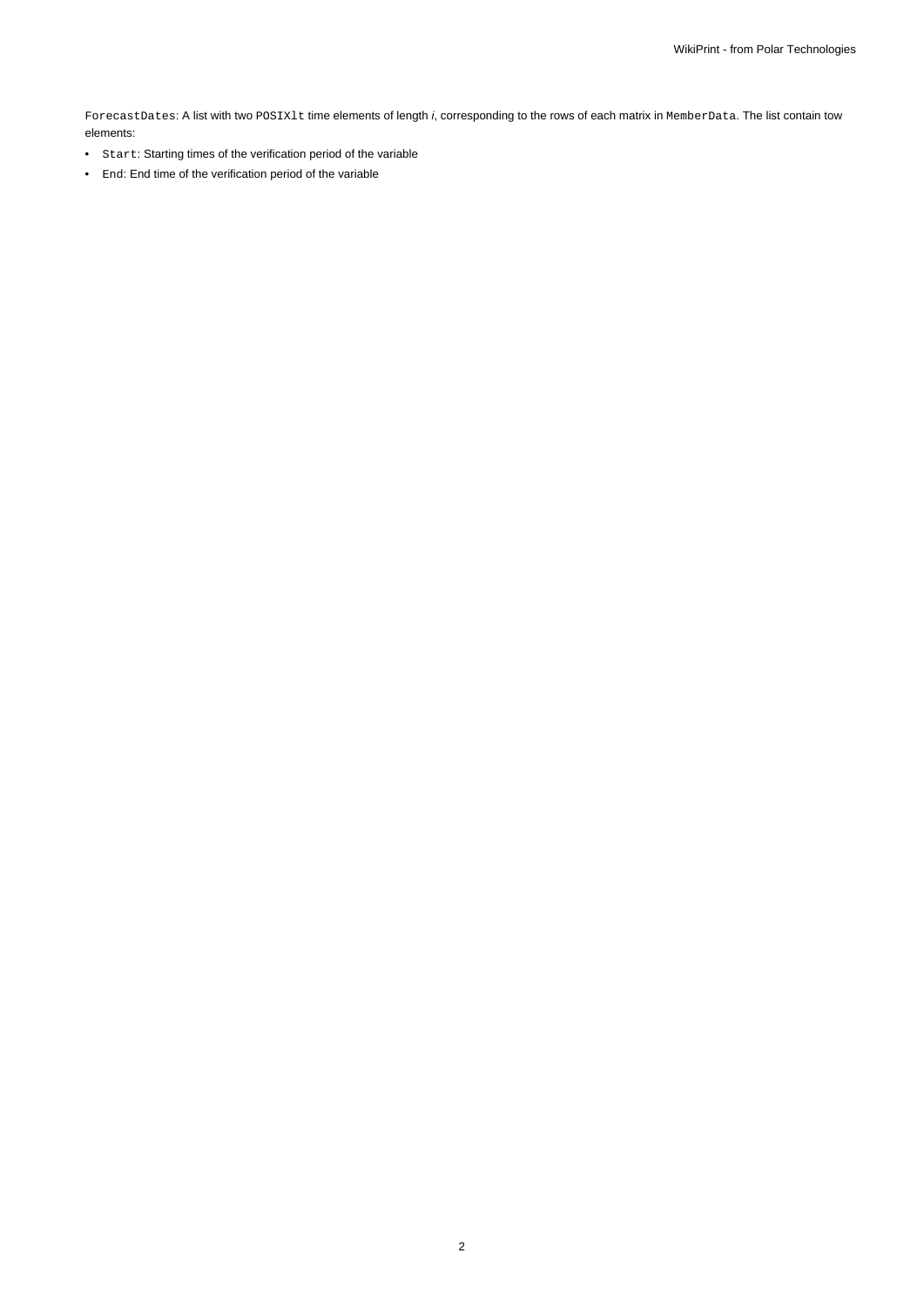`ForecastDates`: A list with two `POSIXlt` time elements of length *i*, corresponding to the rows of each matrix in `MemberData`. The list contain tow elements:

- `Start`: Starting times of the verification period of the variable
- `End`: End time of the verification period of the variable